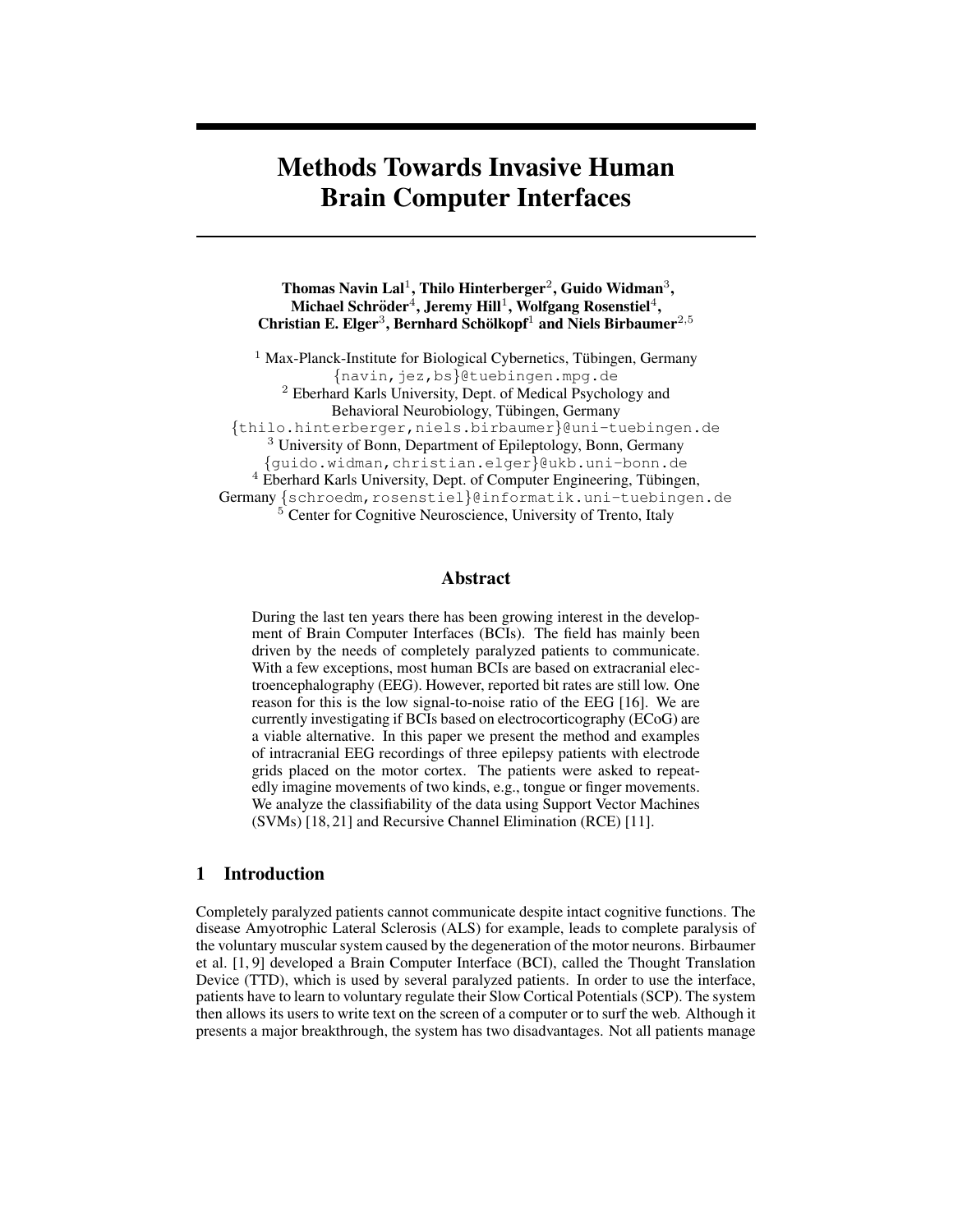# Methods Towards Invasive Human Brain Computer Interfaces

**Thomas Navin Lal**[1], **Thilo Hinterberger**[2], **Guido Widman**[3], **Michael Schröder**[4], **Jeremy Hill**[1], **Wolfgang Rosenstiel**[4], **Christian E. Elger**[3], **Bernhard Schölkopf**[1] **and Niels Birbaumer**[2,5]

[1] Max-Planck-Institute for Biological Cybernetics, Tübingen, Germany
{navin,jez,bs}@tuebingen.mpg.de
[2] Eberhard Karls University, Dept. of Medical Psychology and Behavioral Neurobiology, Tübingen, Germany
{thilo.hinterberger,niels.birbaumer}@uni-tuebingen.de
[3] University of Bonn, Department of Epileptology, Bonn, Germany
{guido.widman,christian.elger}@ukb.uni-bonn.de
[4] Eberhard Karls University, Dept. of Computer Engineering, Tübingen, Germany {schroedm,rosenstiel}@informatik.uni-tuebingen.de
[5] Center for Cognitive Neuroscience, University of Trento, Italy

## Abstract

During the last ten years there has been growing interest in the development of Brain Computer Interfaces (BCIs). The field has mainly been driven by the needs of completely paralyzed patients to communicate. With a few exceptions, most human BCIs are based on extracranial electroencephalography (EEG). However, reported bit rates are still low. One reason for this is the low signal-to-noise ratio of the EEG [16]. We are currently investigating if BCIs based on electrocorticography (ECoG) are a viable alternative. In this paper we present the method and examples of intracranial EEG recordings of three epilepsy patients with electrode grids placed on the motor cortex. The patients were asked to repeatedly imagine movements of two kinds, e.g., tongue or finger movements. We analyze the classifiability of the data using Support Vector Machines (SVMs) [18, 21] and Recursive Channel Elimination (RCE) [11].

## 1 Introduction

Completely paralyzed patients cannot communicate despite intact cognitive functions. The disease Amyotrophic Lateral Sclerosis (ALS) for example, leads to complete paralysis of the voluntary muscular system caused by the degeneration of the motor neurons. Birbaumer et al. [1, 9] developed a Brain Computer Interface (BCI), called the Thought Translation Device (TTD), which is used by several paralyzed patients. In order to use the interface, patients have to learn to voluntary regulate their Slow Cortical Potentials (SCP). The system then allows its users to write text on the screen of a computer or to surf the web. Although it presents a major breakthrough, the system has two disadvantages. Not all patients manage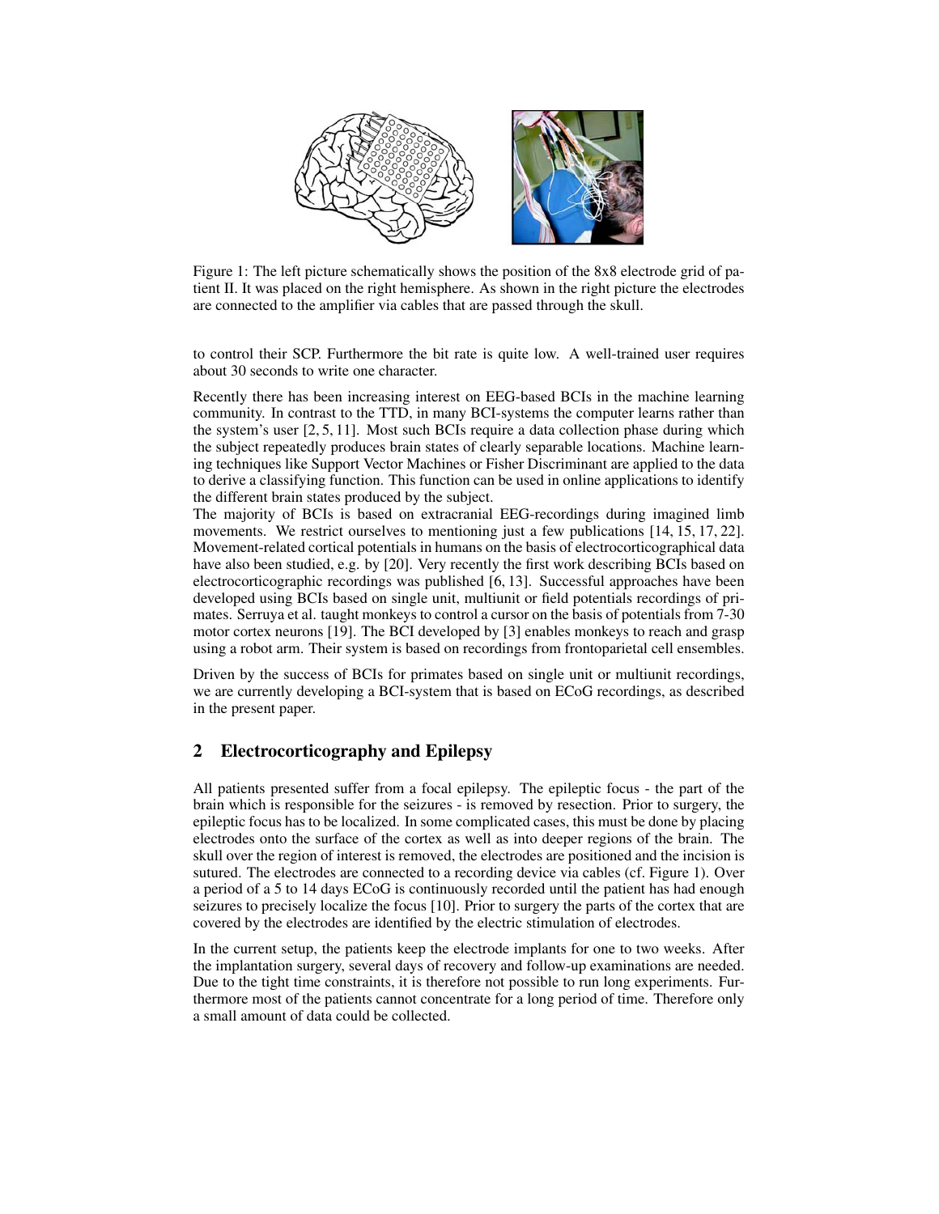Figure 1: The left picture schematically shows the position of the 8x8 electrode grid of patient II. It was placed on the right hemisphere. As shown in the right picture the electrodes are connected to the amplifier via cables that are passed through the skull.

to control their SCP. Furthermore the bit rate is quite low. A well-trained user requires about 30 seconds to write one character.

Recently there has been increasing interest on EEG-based BCIs in the machine learning community. In contrast to the TTD, in many BCI-systems the computer learns rather than the system's user [2, 5, 11]. Most such BCIs require a data collection phase during which the subject repeatedly produces brain states of clearly separable locations. Machine learning techniques like Support Vector Machines or Fisher Discriminant are applied to the data to derive a classifying function. This function can be used in online applications to identify the different brain states produced by the subject.

The majority of BCIs is based on extracranial EEG-recordings during imagined limb movements. We restrict ourselves to mentioning just a few publications [14, 15, 17, 22]. Movement-related cortical potentials in humans on the basis of electrocorticographical data have also been studied, e.g. by [20]. Very recently the first work describing BCIs based on electrocorticographic recordings was published [6, 13]. Successful approaches have been developed using BCIs based on single unit, multiunit or field potentials recordings of primates. Serruya et al. taught monkeys to control a cursor on the basis of potentials from 7-30 motor cortex neurons [19]. The BCI developed by [3] enables monkeys to reach and grasp using a robot arm. Their system is based on recordings from frontoparietal cell ensembles.

Driven by the success of BCIs for primates based on single unit or multiunit recordings, we are currently developing a BCI-system that is based on ECoG recordings, as described in the present paper.

## 2 Electrocorticography and Epilepsy

All patients presented suffer from a focal epilepsy. The epileptic focus - the part of the brain which is responsible for the seizures - is removed by resection. Prior to surgery, the epileptic focus has to be localized. In some complicated cases, this must be done by placing electrodes onto the surface of the cortex as well as into deeper regions of the brain. The skull over the region of interest is removed, the electrodes are positioned and the incision is sutured. The electrodes are connected to a recording device via cables (cf. Figure 1). Over a period of a 5 to 14 days ECoG is continuously recorded until the patient has had enough seizures to precisely localize the focus [10]. Prior to surgery the parts of the cortex that are covered by the electrodes are identified by the electric stimulation of electrodes.

In the current setup, the patients keep the electrode implants for one to two weeks. After the implantation surgery, several days of recovery and follow-up examinations are needed. Due to the tight time constraints, it is therefore not possible to run long experiments. Furthermore most of the patients cannot concentrate for a long period of time. Therefore only a small amount of data could be collected.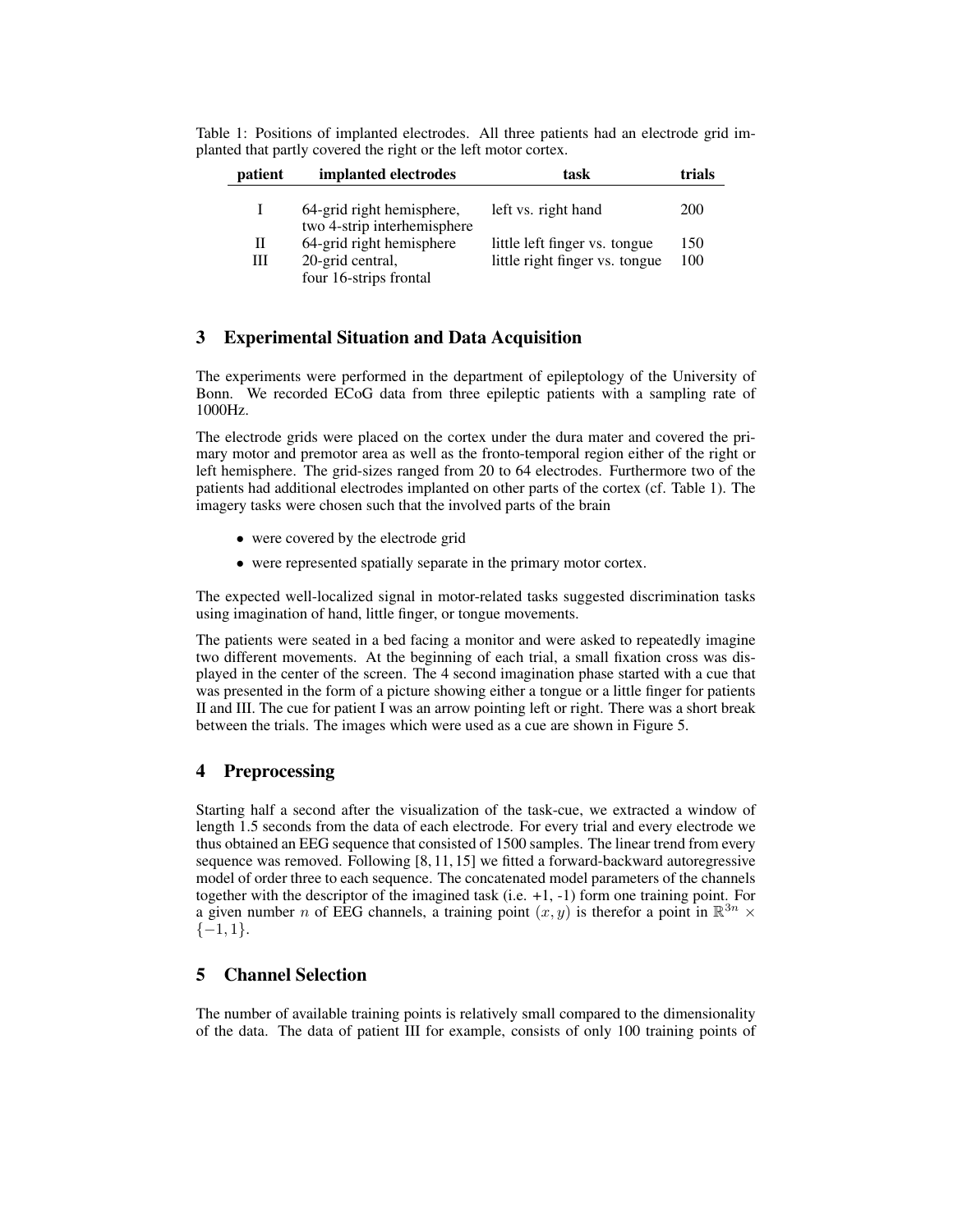Table 1: Positions of implanted electrodes. All three patients had an electrode grid implanted that partly covered the right or the left motor cortex.

| patient | implanted electrodes | task | trials |
|---|---|---|---|
| I | 64-grid right hemisphere, two 4-strip interhemisphere | left vs. right hand | 200 |
| II | 64-grid right hemisphere | little left finger vs. tongue | 150 |
| III | 20-grid central, four 16-strips frontal | little right finger vs. tongue | 100 |

## 3 Experimental Situation and Data Acquisition

The experiments were performed in the department of epileptology of the University of Bonn. We recorded ECoG data from three epileptic patients with a sampling rate of 1000Hz.

The electrode grids were placed on the cortex under the dura mater and covered the primary motor and premotor area as well as the fronto-temporal region either of the right or left hemisphere. The grid-sizes ranged from 20 to 64 electrodes. Furthermore two of the patients had additional electrodes implanted on other parts of the cortex (cf. Table 1). The imagery tasks were chosen such that the involved parts of the brain

- were covered by the electrode grid
- were represented spatially separate in the primary motor cortex.

The expected well-localized signal in motor-related tasks suggested discrimination tasks using imagination of hand, little finger, or tongue movements.

The patients were seated in a bed facing a monitor and were asked to repeatedly imagine two different movements. At the beginning of each trial, a small fixation cross was displayed in the center of the screen. The 4 second imagination phase started with a cue that was presented in the form of a picture showing either a tongue or a little finger for patients II and III. The cue for patient I was an arrow pointing left or right. There was a short break between the trials. The images which were used as a cue are shown in Figure 5.

## 4 Preprocessing

Starting half a second after the visualization of the task-cue, we extracted a window of length 1.5 seconds from the data of each electrode. For every trial and every electrode we thus obtained an EEG sequence that consisted of 1500 samples. The linear trend from every sequence was removed. Following [8, 11, 15] we fitted a forward-backward autoregressive model of order three to each sequence. The concatenated model parameters of the channels together with the descriptor of the imagined task (i.e. +1, -1) form one training point. For a given number $n$ of EEG channels, a training point $(x, y)$ is therefor a point in $\mathbb{R}^{3n} \times \{-1, 1\}$.

## 5 Channel Selection

The number of available training points is relatively small compared to the dimensionality of the data. The data of patient III for example, consists of only 100 training points of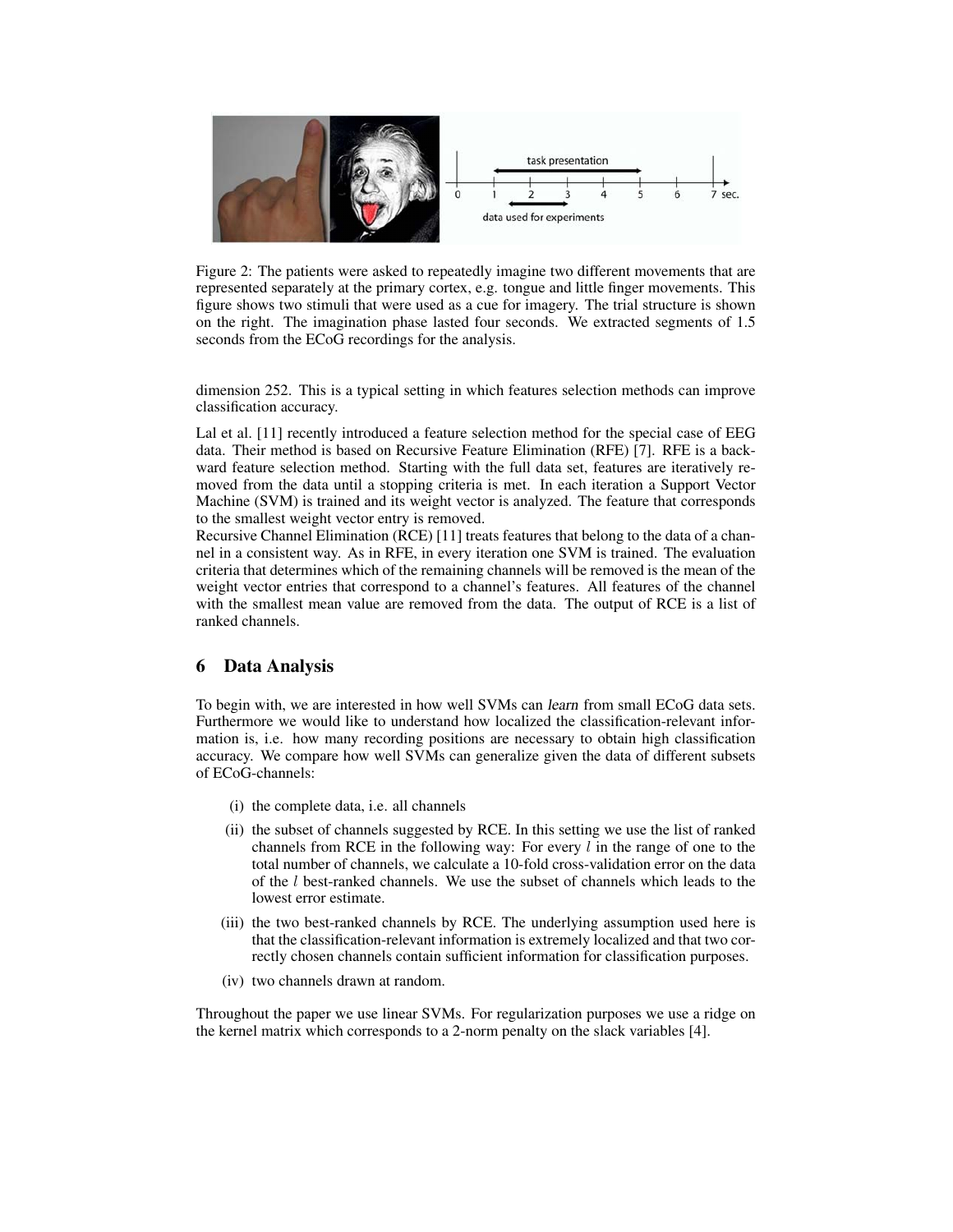Figure 2: The patients were asked to repeatedly imagine two different movements that are represented separately at the primary cortex, e.g. tongue and little finger movements. This figure shows two stimuli that were used as a cue for imagery. The trial structure is shown on the right. The imagination phase lasted four seconds. We extracted segments of 1.5 seconds from the ECoG recordings for the analysis.

dimension 252. This is a typical setting in which features selection methods can improve classification accuracy.

Lal et al. [11] recently introduced a feature selection method for the special case of EEG data. Their method is based on Recursive Feature Elimination (RFE) [7]. RFE is a backward feature selection method. Starting with the full data set, features are iteratively removed from the data until a stopping criteria is met. In each iteration a Support Vector Machine (SVM) is trained and its weight vector is analyzed. The feature that corresponds to the smallest weight vector entry is removed.

Recursive Channel Elimination (RCE) [11] treats features that belong to the data of a channel in a consistent way. As in RFE, in every iteration one SVM is trained. The evaluation criteria that determines which of the remaining channels will be removed is the mean of the weight vector entries that correspond to a channel's features. All features of the channel with the smallest mean value are removed from the data. The output of RCE is a list of ranked channels.

## 6 Data Analysis

To begin with, we are interested in how well SVMs can *learn* from small ECoG data sets. Furthermore we would like to understand how localized the classification-relevant information is, i.e. how many recording positions are necessary to obtain high classification accuracy. We compare how well SVMs can generalize given the data of different subsets of ECoG-channels:

(i) the complete data, i.e. all channels

(ii) the subset of channels suggested by RCE. In this setting we use the list of ranked channels from RCE in the following way: For every $l$ in the range of one to the total number of channels, we calculate a 10-fold cross-validation error on the data of the $l$ best-ranked channels. We use the subset of channels which leads to the lowest error estimate.

(iii) the two best-ranked channels by RCE. The underlying assumption used here is that the classification-relevant information is extremely localized and that two correctly chosen channels contain sufficient information for classification purposes.

(iv) two channels drawn at random.

Throughout the paper we use linear SVMs. For regularization purposes we use a ridge on the kernel matrix which corresponds to a 2-norm penalty on the slack variables [4].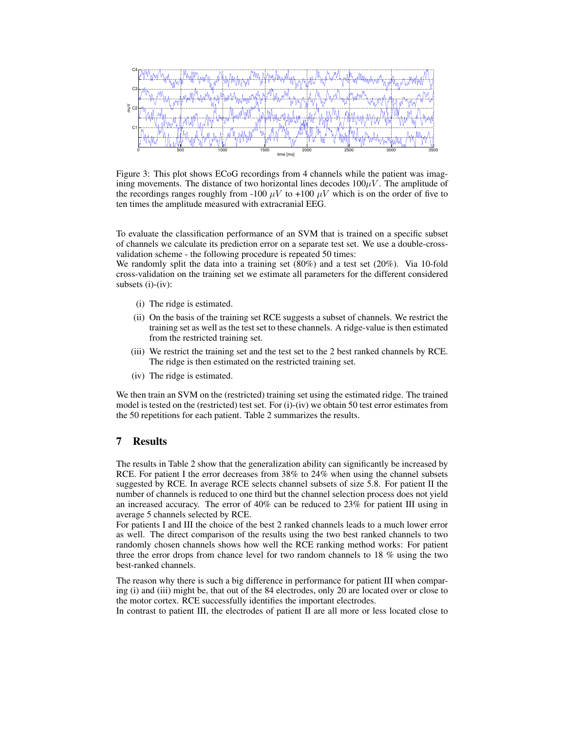Figure 3: This plot shows ECoG recordings from 4 channels while the patient was imagining movements. The distance of two horizontal lines decodes $100\mu V$. The amplitude of the recordings ranges roughly from -100 $\mu V$ to +100 $\mu V$ which is on the order of five to ten times the amplitude measured with extracranial EEG.

To evaluate the classification performance of an SVM that is trained on a specific subset of channels we calculate its prediction error on a separate test set. We use a double-cross-validation scheme - the following procedure is repeated 50 times:
We randomly split the data into a training set (80%) and a test set (20%). Via 10-fold cross-validation on the training set we estimate all parameters for the different considered subsets (i)-(iv):

(i) The ridge is estimated.

(ii) On the basis of the training set RCE suggests a subset of channels. We restrict the training set as well as the test set to these channels. A ridge-value is then estimated from the restricted training set.

(iii) We restrict the training set and the test set to the 2 best ranked channels by RCE. The ridge is then estimated on the restricted training set.

(iv) The ridge is estimated.

We then train an SVM on the (restricted) training set using the estimated ridge. The trained model is tested on the (restricted) test set. For (i)-(iv) we obtain 50 test error estimates from the 50 repetitions for each patient. Table 2 summarizes the results.

## 7 Results

The results in Table 2 show that the generalization ability can significantly be increased by RCE. For patient I the error decreases from 38% to 24% when using the channel subsets suggested by RCE. In average RCE selects channel subsets of size 5.8. For patient II the number of channels is reduced to one third but the channel selection process does not yield an increased accuracy. The error of 40% can be reduced to 23% for patient III using in average 5 channels selected by RCE.
For patients I and III the choice of the best 2 ranked channels leads to a much lower error as well. The direct comparison of the results using the two best ranked channels to two randomly chosen channels shows how well the RCE ranking method works: For patient three the error drops from chance level for two random channels to 18 % using the two best-ranked channels.

The reason why there is such a big difference in performance for patient III when comparing (i) and (iii) might be, that out of the 84 electrodes, only 20 are located over or close to the motor cortex. RCE successfully identifies the important electrodes.
In contrast to patient III, the electrodes of patient II are all more or less located close to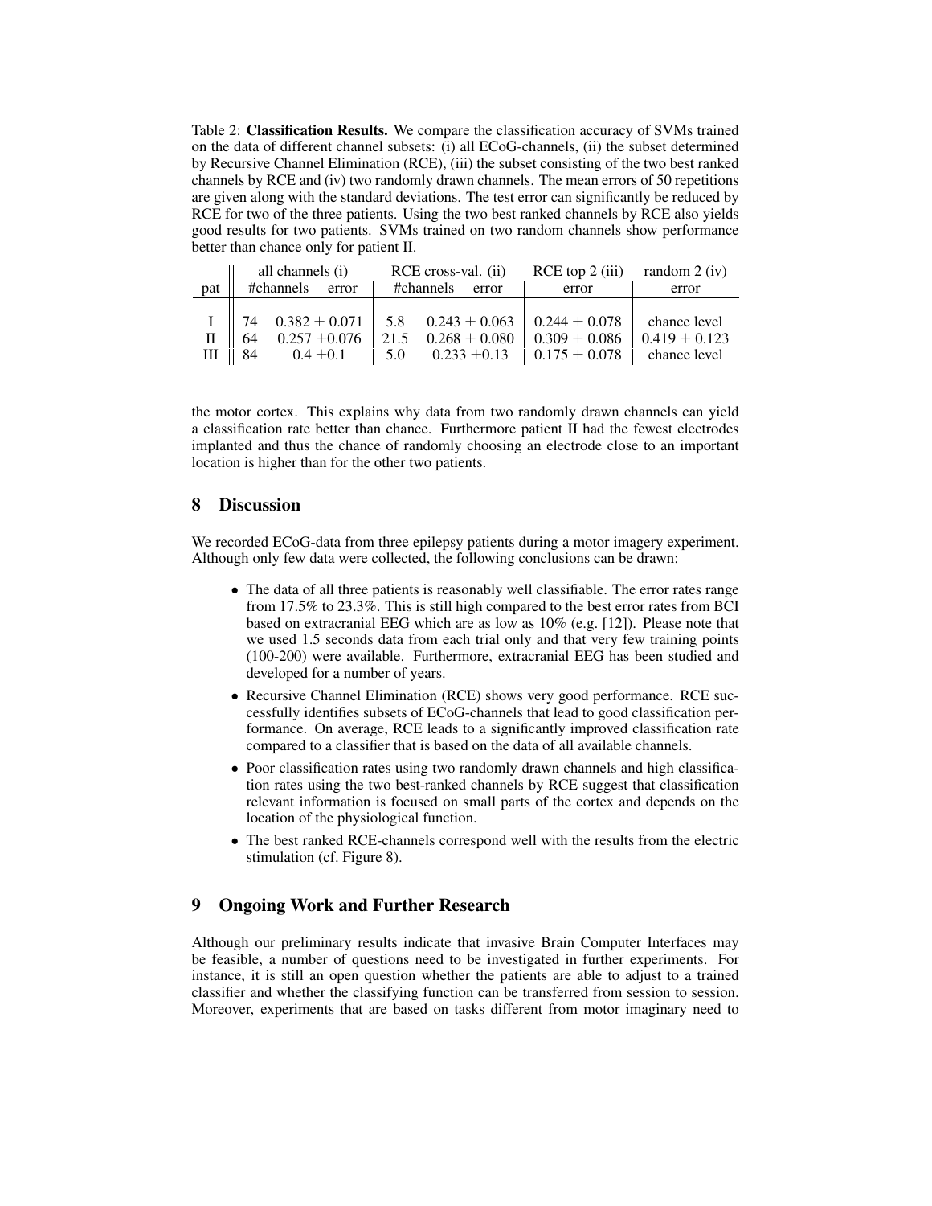Table 2: **Classification Results.** We compare the classification accuracy of SVMs trained on the data of different channel subsets: (i) all ECoG-channels, (ii) the subset determined by Recursive Channel Elimination (RCE), (iii) the subset consisting of the two best ranked channels by RCE and (iv) two randomly drawn channels. The mean errors of 50 repetitions are given along with the standard deviations. The test error can significantly be reduced by RCE for two of the three patients. Using the two best ranked channels by RCE also yields good results for two patients. SVMs trained on two random channels show performance better than chance only for patient II.

| | all channels (i) | | RCE cross-val. (ii) | | RCE top 2 (iii) | random 2 (iv) |
|---|---|---|---|---|---|---|
| pat | #channels | error | #channels | error | error | error |
| I | 74 | $0.382 \pm 0.071$ | 5.8 | $0.243 \pm 0.063$ | $0.244 \pm 0.078$ | chance level |
| II | 64 | $0.257 \pm 0.076$ | 21.5 | $0.268 \pm 0.080$ | $0.309 \pm 0.086$ | $0.419 \pm 0.123$ |
| III | 84 | $0.4 \pm 0.1$ | 5.0 | $0.233 \pm 0.13$ | $0.175 \pm 0.078$ | chance level |

the motor cortex. This explains why data from two randomly drawn channels can yield a classification rate better than chance. Furthermore patient II had the fewest electrodes implanted and thus the chance of randomly choosing an electrode close to an important location is higher than for the other two patients.

## 8 Discussion

We recorded ECoG-data from three epilepsy patients during a motor imagery experiment. Although only few data were collected, the following conclusions can be drawn:

- The data of all three patients is reasonably well classifiable. The error rates range from 17.5% to 23.3%. This is still high compared to the best error rates from BCI based on extracranial EEG which are as low as 10% (e.g. [12]). Please note that we used 1.5 seconds data from each trial only and that very few training points (100-200) were available. Furthermore, extracranial EEG has been studied and developed for a number of years.
- Recursive Channel Elimination (RCE) shows very good performance. RCE successfully identifies subsets of ECoG-channels that lead to good classification performance. On average, RCE leads to a significantly improved classification rate compared to a classifier that is based on the data of all available channels.
- Poor classification rates using two randomly drawn channels and high classification rates using the two best-ranked channels by RCE suggest that classification relevant information is focused on small parts of the cortex and depends on the location of the physiological function.
- The best ranked RCE-channels correspond well with the results from the electric stimulation (cf. Figure 8).

## 9 Ongoing Work and Further Research

Although our preliminary results indicate that invasive Brain Computer Interfaces may be feasible, a number of questions need to be investigated in further experiments. For instance, it is still an open question whether the patients are able to adjust to a trained classifier and whether the classifying function can be transferred from session to session. Moreover, experiments that are based on tasks different from motor imaginary need to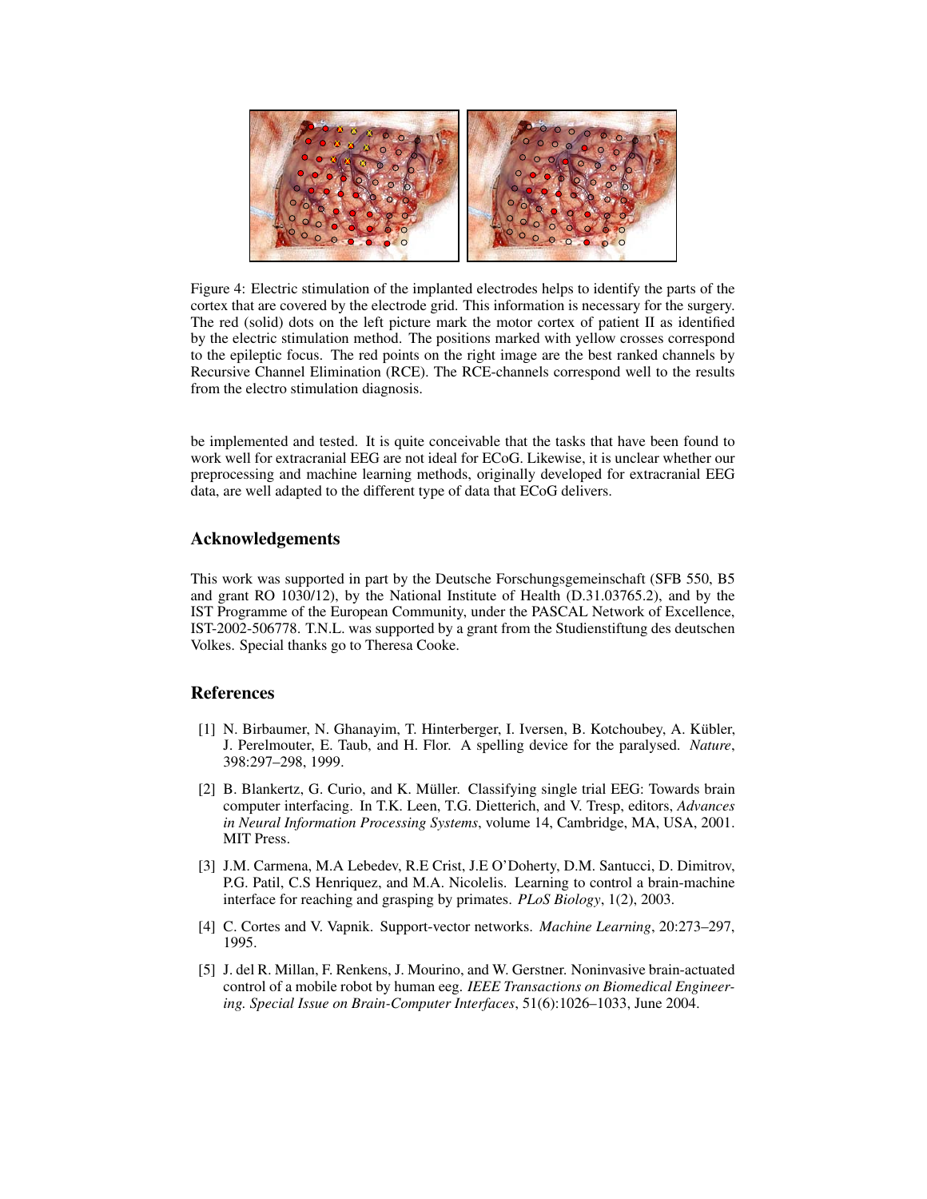Figure 4: Electric stimulation of the implanted electrodes helps to identify the parts of the cortex that are covered by the electrode grid. This information is necessary for the surgery. The red (solid) dots on the left picture mark the motor cortex of patient II as identified by the electric stimulation method. The positions marked with yellow crosses correspond to the epileptic focus. The red points on the right image are the best ranked channels by Recursive Channel Elimination (RCE). The RCE-channels correspond well to the results from the electro stimulation diagnosis.

be implemented and tested. It is quite conceivable that the tasks that have been found to work well for extracranial EEG are not ideal for ECoG. Likewise, it is unclear whether our preprocessing and machine learning methods, originally developed for extracranial EEG data, are well adapted to the different type of data that ECoG delivers.

## Acknowledgements

This work was supported in part by the Deutsche Forschungsgemeinschaft (SFB 550, B5 and grant RO 1030/12), by the National Institute of Health (D.31.03765.2), and by the IST Programme of the European Community, under the PASCAL Network of Excellence, IST-2002-506778. T.N.L. was supported by a grant from the Studienstiftung des deutschen Volkes. Special thanks go to Theresa Cooke.

## References

[1] N. Birbaumer, N. Ghanayim, T. Hinterberger, I. Iversen, B. Kotchoubey, A. Kübler, J. Perelmouter, E. Taub, and H. Flor. A spelling device for the paralysed. *Nature*, 398:297–298, 1999.

[2] B. Blankertz, G. Curio, and K. Müller. Classifying single trial EEG: Towards brain computer interfacing. In T.K. Leen, T.G. Dietterich, and V. Tresp, editors, *Advances in Neural Information Processing Systems*, volume 14, Cambridge, MA, USA, 2001. MIT Press.

[3] J.M. Carmena, M.A Lebedev, R.E Crist, J.E O'Doherty, D.M. Santucci, D. Dimitrov, P.G. Patil, C.S Henriquez, and M.A. Nicolelis. Learning to control a brain-machine interface for reaching and grasping by primates. *PLoS Biology*, 1(2), 2003.

[4] C. Cortes and V. Vapnik. Support-vector networks. *Machine Learning*, 20:273–297, 1995.

[5] J. del R. Millan, F. Renkens, J. Mourino, and W. Gerstner. Noninvasive brain-actuated control of a mobile robot by human eeg. *IEEE Transactions on Biomedical Engineering. Special Issue on Brain-Computer Interfaces*, 51(6):1026–1033, June 2004.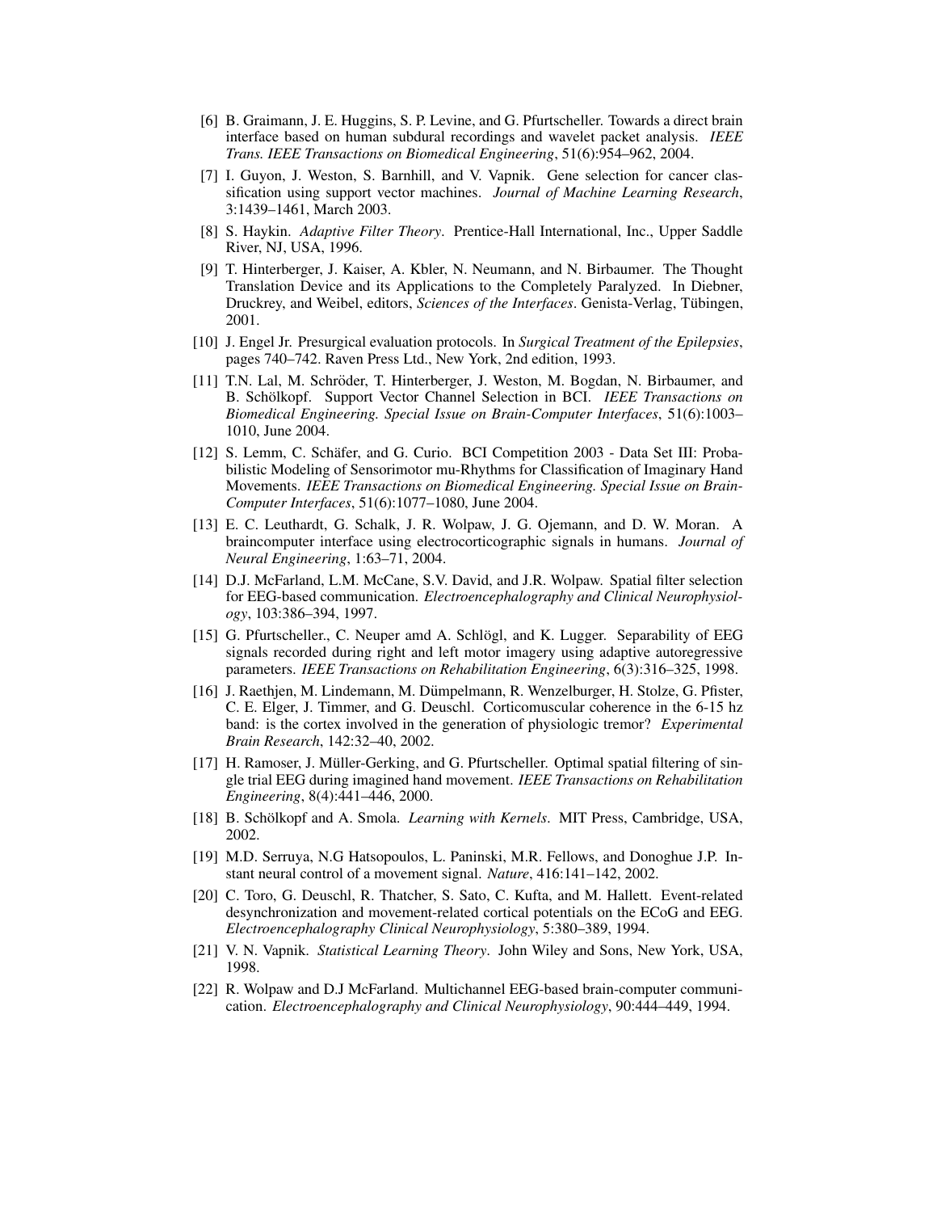[6] B. Graimann, J. E. Huggins, S. P. Levine, and G. Pfurtscheller. Towards a direct brain interface based on human subdural recordings and wavelet packet analysis. *IEEE Trans. IEEE Transactions on Biomedical Engineering*, 51(6):954–962, 2004.

[7] I. Guyon, J. Weston, S. Barnhill, and V. Vapnik. Gene selection for cancer classification using support vector machines. *Journal of Machine Learning Research*, 3:1439–1461, March 2003.

[8] S. Haykin. *Adaptive Filter Theory*. Prentice-Hall International, Inc., Upper Saddle River, NJ, USA, 1996.

[9] T. Hinterberger, J. Kaiser, A. Kbler, N. Neumann, and N. Birbaumer. The Thought Translation Device and its Applications to the Completely Paralyzed. In Diebner, Druckrey, and Weibel, editors, *Sciences of the Interfaces*. Genista-Verlag, Tübingen, 2001.

[10] J. Engel Jr. Presurgical evaluation protocols. In *Surgical Treatment of the Epilepsies*, pages 740–742. Raven Press Ltd., New York, 2nd edition, 1993.

[11] T.N. Lal, M. Schröder, T. Hinterberger, J. Weston, M. Bogdan, N. Birbaumer, and B. Schölkopf. Support Vector Channel Selection in BCI. *IEEE Transactions on Biomedical Engineering. Special Issue on Brain-Computer Interfaces*, 51(6):1003–1010, June 2004.

[12] S. Lemm, C. Schäfer, and G. Curio. BCI Competition 2003 - Data Set III: Probabilistic Modeling of Sensorimotor mu-Rhythms for Classification of Imaginary Hand Movements. *IEEE Transactions on Biomedical Engineering. Special Issue on Brain-Computer Interfaces*, 51(6):1077–1080, June 2004.

[13] E. C. Leuthardt, G. Schalk, J. R. Wolpaw, J. G. Ojemann, and D. W. Moran. A braincomputer interface using electrocorticographic signals in humans. *Journal of Neural Engineering*, 1:63–71, 2004.

[14] D.J. McFarland, L.M. McCane, S.V. David, and J.R. Wolpaw. Spatial filter selection for EEG-based communication. *Electroencephalography and Clinical Neurophysiology*, 103:386–394, 1997.

[15] G. Pfurtscheller., C. Neuper amd A. Schlögl, and K. Lugger. Separability of EEG signals recorded during right and left motor imagery using adaptive autoregressive parameters. *IEEE Transactions on Rehabilitation Engineering*, 6(3):316–325, 1998.

[16] J. Raethjen, M. Lindemann, M. Dümpelmann, R. Wenzelburger, H. Stolze, G. Pfister, C. E. Elger, J. Timmer, and G. Deuschl. Corticomuscular coherence in the 6-15 hz band: is the cortex involved in the generation of physiologic tremor? *Experimental Brain Research*, 142:32–40, 2002.

[17] H. Ramoser, J. Müller-Gerking, and G. Pfurtscheller. Optimal spatial filtering of single trial EEG during imagined hand movement. *IEEE Transactions on Rehabilitation Engineering*, 8(4):441–446, 2000.

[18] B. Schölkopf and A. Smola. *Learning with Kernels*. MIT Press, Cambridge, USA, 2002.

[19] M.D. Serruya, N.G Hatsopoulos, L. Paninski, M.R. Fellows, and Donoghue J.P. Instant neural control of a movement signal. *Nature*, 416:141–142, 2002.

[20] C. Toro, G. Deuschl, R. Thatcher, S. Sato, C. Kufta, and M. Hallett. Event-related desynchronization and movement-related cortical potentials on the ECoG and EEG. *Electroencephalography Clinical Neurophysiology*, 5:380–389, 1994.

[21] V. N. Vapnik. *Statistical Learning Theory*. John Wiley and Sons, New York, USA, 1998.

[22] R. Wolpaw and D.J McFarland. Multichannel EEG-based brain-computer communication. *Electroencephalography and Clinical Neurophysiology*, 90:444–449, 1994.